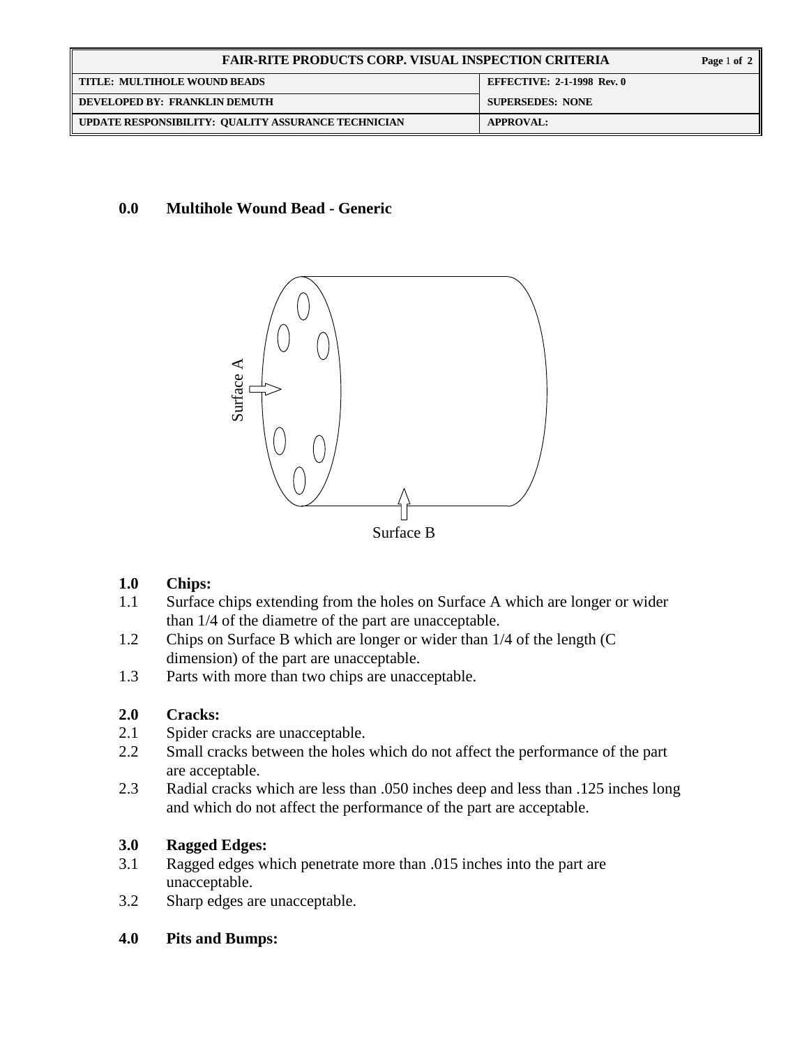| FAIR-RITE PRODUCTS CORP. VISUAL INSPECTION CRITERIA | |
| --- | --- |
| TITLE: MULTIHOLE WOUND BEADS | EFFECTIVE: 2-1-1998 Rev. 0 |
| DEVELOPED BY: FRANKLIN DEMUTH | SUPERSEDES: NONE |
| UPDATE RESPONSIBILITY: QUALITY ASSURANCE TECHNICIAN | APPROVAL: |

## 0.0 Multihole Wound Bead - Generic

Surface A

Surface B

### 1.0 Chips:

1.1 Surface chips extending from the holes on Surface A which are longer or wider than 1/4 of the diametre of the part are unacceptable.

1.2 Chips on Surface B which are longer or wider than 1/4 of the length (C dimension) of the part are unacceptable.

1.3 Parts with more than two chips are unacceptable.

### 2.0 Cracks:

2.1 Spider cracks are unacceptable.

2.2 Small cracks between the holes which do not affect the performance of the part are acceptable.

2.3 Radial cracks which are less than .050 inches deep and less than .125 inches long and which do not affect the performance of the part are acceptable.

### 3.0 Ragged Edges:

3.1 Ragged edges which penetrate more than .015 inches into the part are unacceptable.

3.2 Sharp edges are unacceptable.

### 4.0 Pits and Bumps: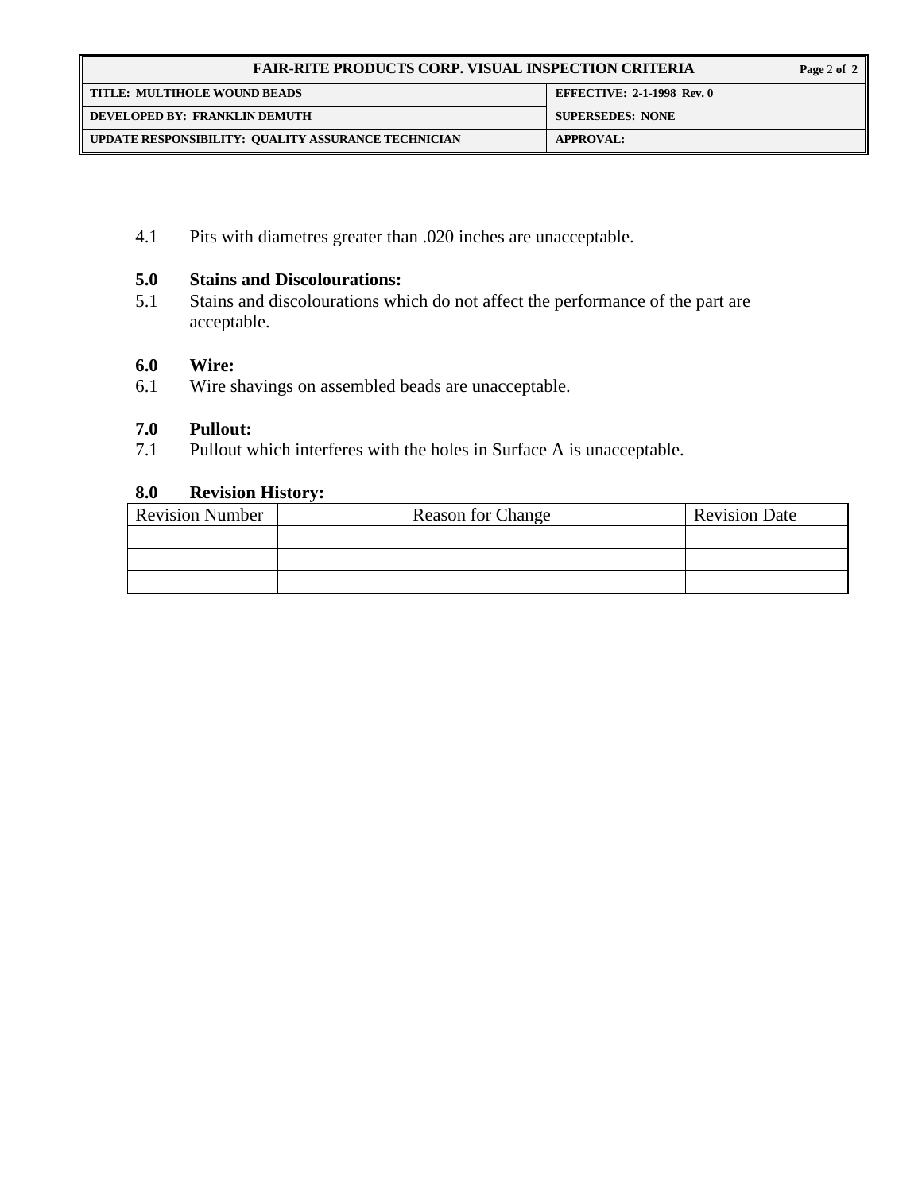4.1 Pits with diametres greater than .020 inches are unacceptable.

**5.0 Stains and Discolourations:**

5.1 Stains and discolourations which do not affect the performance of the part are acceptable.

**6.0 Wire:**

6.1 Wire shavings on assembled beads are unacceptable.

**7.0 Pullout:**

7.1 Pullout which interferes with the holes in Surface A is unacceptable.

**8.0 Revision History:**

| Revision Number | Reason for Change | Revision Date |
|---|---|---|
| | | |
| | | |
| | | |